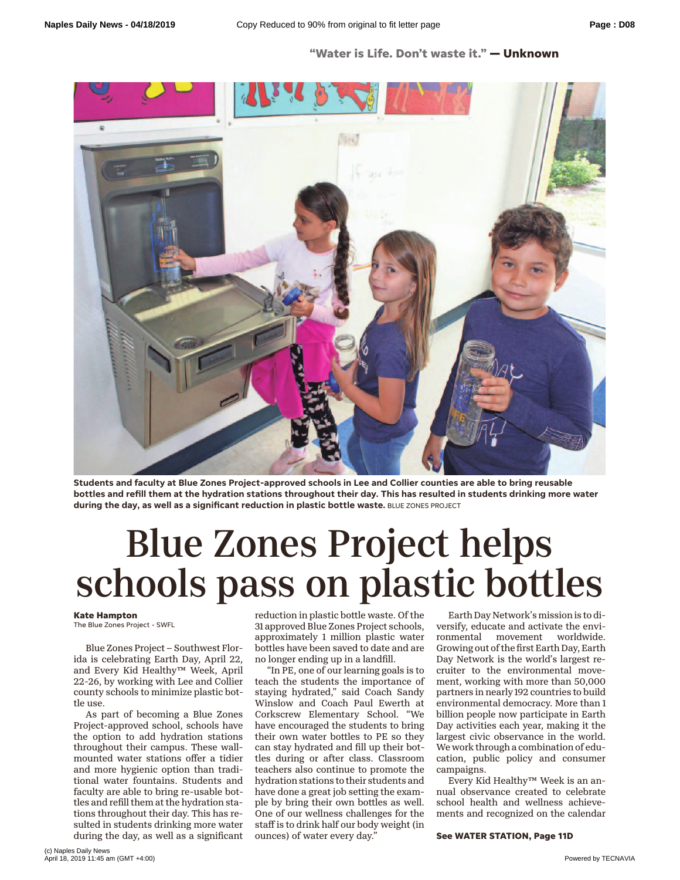"Water is Life. Don't waste it." — **Unknown**

**Students and faculty at Blue Zones Project-approved schools in Lee and Collier counties are able to bring reusable bottles and refill them at the hydration stations throughout their day. This has resulted in students drinking more water during the day, as well as a significant reduction in plastic bottle waste.** BLUE ZONES PROJECT

# Blue Zones Project helps schools pass on plastic bottles

**Kate Hampton**
The Blue Zones Project - SWFL

Blue Zones Project – Southwest Florida is celebrating Earth Day, April 22, and Every Kid Healthy™ Week, April 22-26, by working with Lee and Collier county schools to minimize plastic bottle use.

As part of becoming a Blue Zones Project-approved school, schools have the option to add hydration stations throughout their campus. These wall-mounted water stations offer a tidier and more hygienic option than traditional water fountains. Students and faculty are able to bring re-usable bottles and refill them at the hydration stations throughout their day. This has resulted in students drinking more water during the day, as well as a significant reduction in plastic bottle waste. Of the 31 approved Blue Zones Project schools, approximately 1 million plastic water bottles have been saved to date and are no longer ending up in a landfill.

"In PE, one of our learning goals is to teach the students the importance of staying hydrated," said Coach Sandy Winslow and Coach Paul Ewerth at Corkscrew Elementary School. "We have encouraged the students to bring their own water bottles to PE so they can stay hydrated and fill up their bottles during or after class. Classroom teachers also continue to promote the hydration stations to their students and have done a great job setting the example by bring their own bottles as well. One of our wellness challenges for the staff is to drink half our body weight (in ounces) of water every day."

Earth Day Network's mission is to diversify, educate and activate the environmental movement worldwide. Growing out of the first Earth Day, Earth Day Network is the world's largest recruiter to the environmental movement, working with more than 50,000 partners in nearly 192 countries to build environmental democracy. More than 1 billion people now participate in Earth Day activities each year, making it the largest civic observance in the world. We work through a combination of education, public policy and consumer campaigns.

Every Kid Healthy™ Week is an annual observance created to celebrate school health and wellness achievements and recognized on the calendar

**See WATER STATION, Page 11D**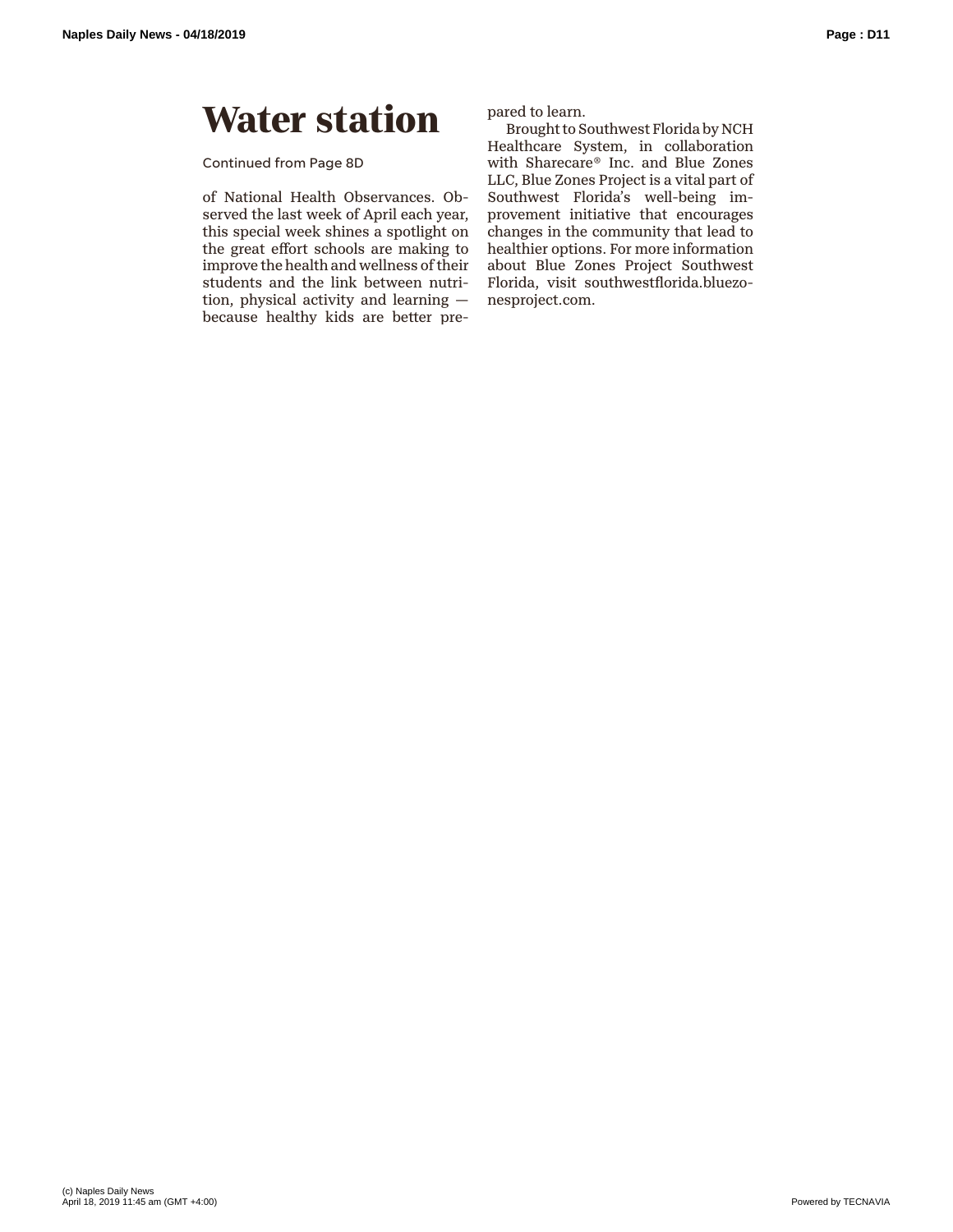# Water station

Continued from Page 8D

of National Health Observances. Observed the last week of April each year, this special week shines a spotlight on the great effort schools are making to improve the health and wellness of their students and the link between nutrition, physical activity and learning — because healthy kids are better prepared to learn.

Brought to Southwest Florida by NCH Healthcare System, in collaboration with Sharecare® Inc. and Blue Zones LLC, Blue Zones Project is a vital part of Southwest Florida's well-being improvement initiative that encourages changes in the community that lead to healthier options. For more information about Blue Zones Project Southwest Florida, visit southwestflorida.bluezonesproject.com.